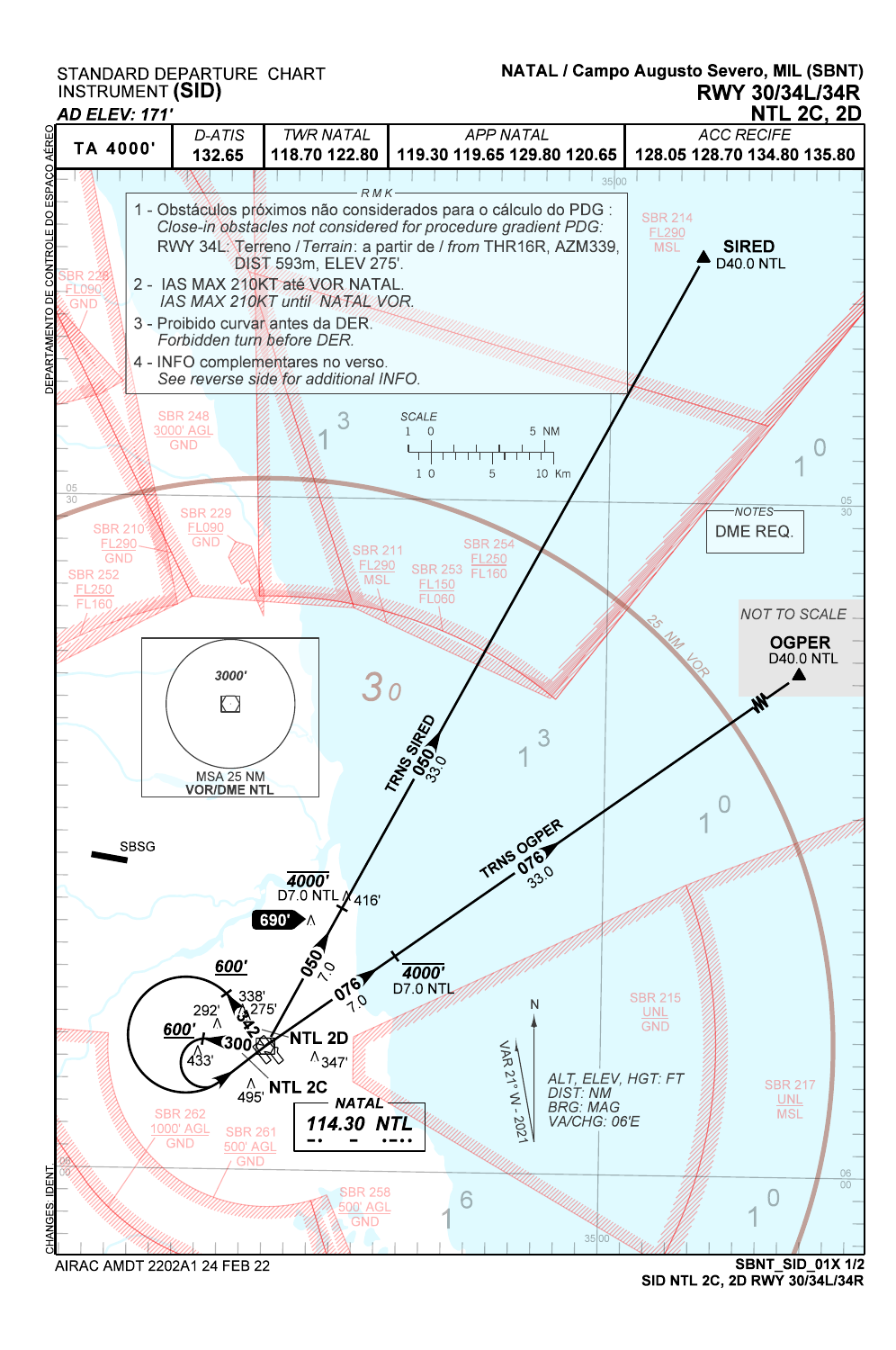STANDARD DEPARTURE CHART
INSTRUMENT **(SID)**

*AD ELEV: 171'*

**NATAL / Campo Augusto Severo, MIL (SBNT)**
**RWY 30/34L/34R**
**NTL 2C, 2D**

| TA 4000' | D-ATIS | TWR NATAL | APP NATAL | ACC RECIFE |
|---|---|---|---|---|
| | 132.65 | 118.70 122.80 | 119.30 119.65 129.80 120.65 | 128.05 128.70 134.80 135.80 |

**RMK**

1 - Obstáculos próximos não considerados para o cálculo do PDG :
*Close-in obstacles not considered for procedure gradient PDG:*
RWY 34L: Terreno / *Terrain*: a partir de / *from* THR16R, AZM339, DIST 593m, ELEV 275'.

2 - IAS MAX 210KT até VOR NATAL.
*IAS MAX 210KT until NATAL VOR.*

3 - Proibido curvar antes da DER.
*Forbidden turn before DER.*

4 - INFO complementares no verso.
*See reverse side for additional INFO.*

**NOTES**
DME REQ.

NOT TO SCALE

**SIRED** D40.0 NTL

**OGPER** D40.0 NTL

TRNS SIRED 050 33.0

TRNS OGPER 076 33.0

4000' D7.0 NTL

4000' D7.0 NTL

690'

600'

600'

050 7.0

076 7.0

342

300

NTL 2D

NTL 2C

NATAL 114.30 NTL

MSA 25 NM VOR/DME NTL — 3000'

25 NM VOR

SBSG

SBR 214 FL290 MSL
SBR 228 FL090 GND
SBR 248 3000' AGL GND
SBR 229 FL090 GND
SBR 210 FL290 GND
SBR 252 FL250 FL160
SBR 211 FL290 MSL
SBR 254 FL250 FL160
SBR 253 FL150 FL060
SBR 215 UNL GND
SBR 217 UNL MSL
SBR 262 1000' AGL GND
SBR 261 500' AGL GND
SBR 258 500' AGL GND

VAR 21°W - 2021

ALT, ELEV, HGT: FT
DIST: NM
BRG: MAG
VA/CHG: 06'E

DEPARTAMENTO DE CONTROLE DO ESPAÇO AÉREO

CHANGES: IDENT.

AIRAC AMDT 2202A1 24 FEB 22

SBNT_SID_01X 1/2
SID NTL 2C, 2D RWY 30/34L/34R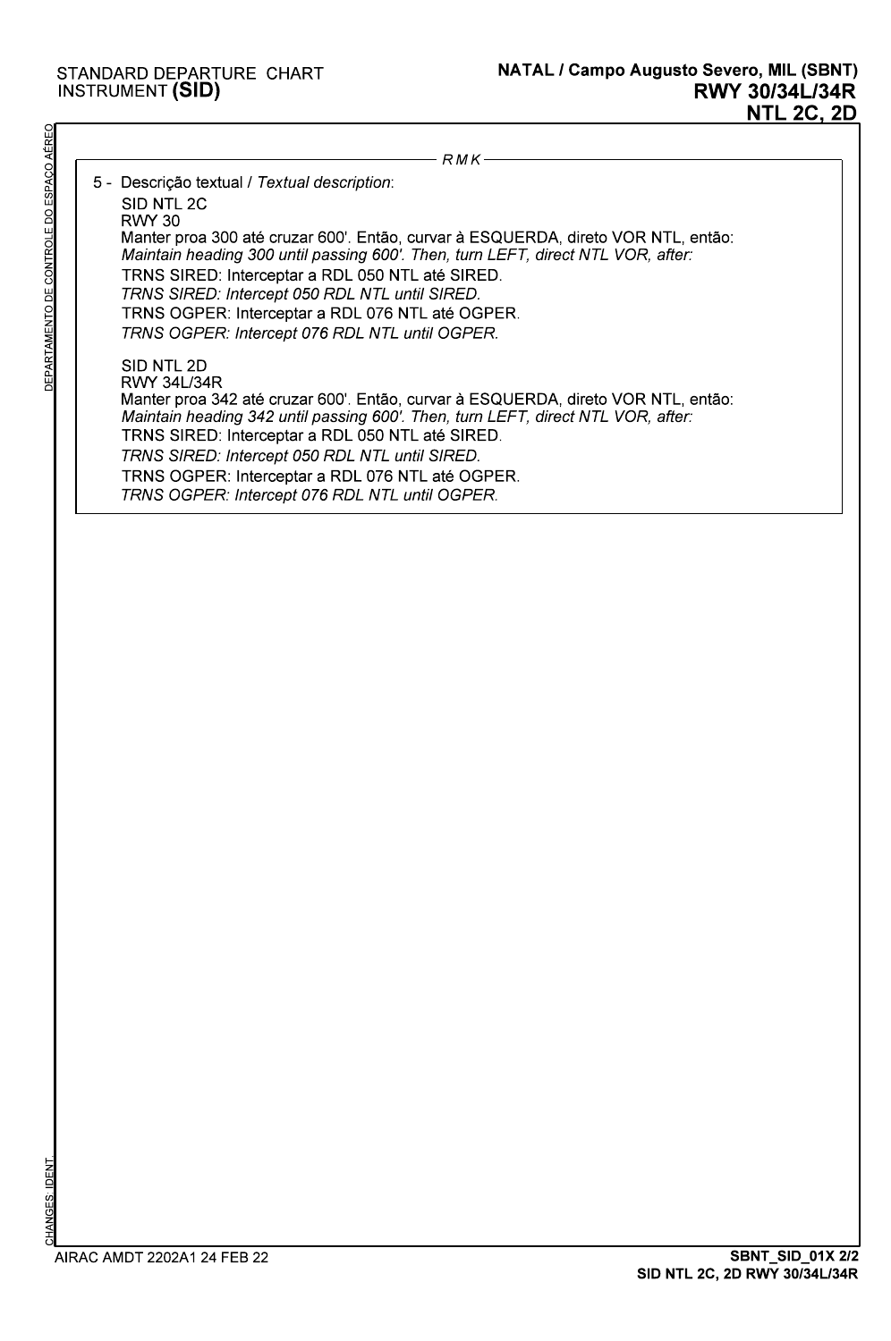STANDARD DEPARTURE CHART
INSTRUMENT **(SID)**

**NATAL / Campo Augusto Severo, MIL (SBNT)**
**RWY 30/34L/34R**
**NTL 2C, 2D**

*RMK*

5 - Descrição textual / *Textual description*:

SID NTL 2C
RWY 30
Manter proa 300 até cruzar 600'. Então, curvar à ESQUERDA, direto VOR NTL, então:
*Maintain heading 300 until passing 600'. Then, turn LEFT, direct NTL VOR, after:*
TRNS SIRED: Interceptar a RDL 050 NTL até SIRED.
*TRNS SIRED: Intercept 050 RDL NTL until SIRED.*
TRNS OGPER: Interceptar a RDL 076 NTL até OGPER.
*TRNS OGPER: Intercept 076 RDL NTL until OGPER.*

SID NTL 2D
RWY 34L/34R
Manter proa 342 até cruzar 600'. Então, curvar à ESQUERDA, direto VOR NTL, então:
*Maintain heading 342 until passing 600'. Then, turn LEFT, direct NTL VOR, after:*
TRNS SIRED: Interceptar a RDL 050 NTL até SIRED.
*TRNS SIRED: Intercept 050 RDL NTL until SIRED.*
TRNS OGPER: Interceptar a RDL 076 NTL até OGPER.
*TRNS OGPER: Intercept 076 RDL NTL until OGPER.*

DEPARTAMENTO DE CONTROLE DO ESPAÇO AÉREO

CHANGES: IDENT.

AIRAC AMDT 2202A1 24 FEB 22

**SBNT_SID_01X 2/2**
**SID NTL 2C, 2D RWY 30/34L/34R**